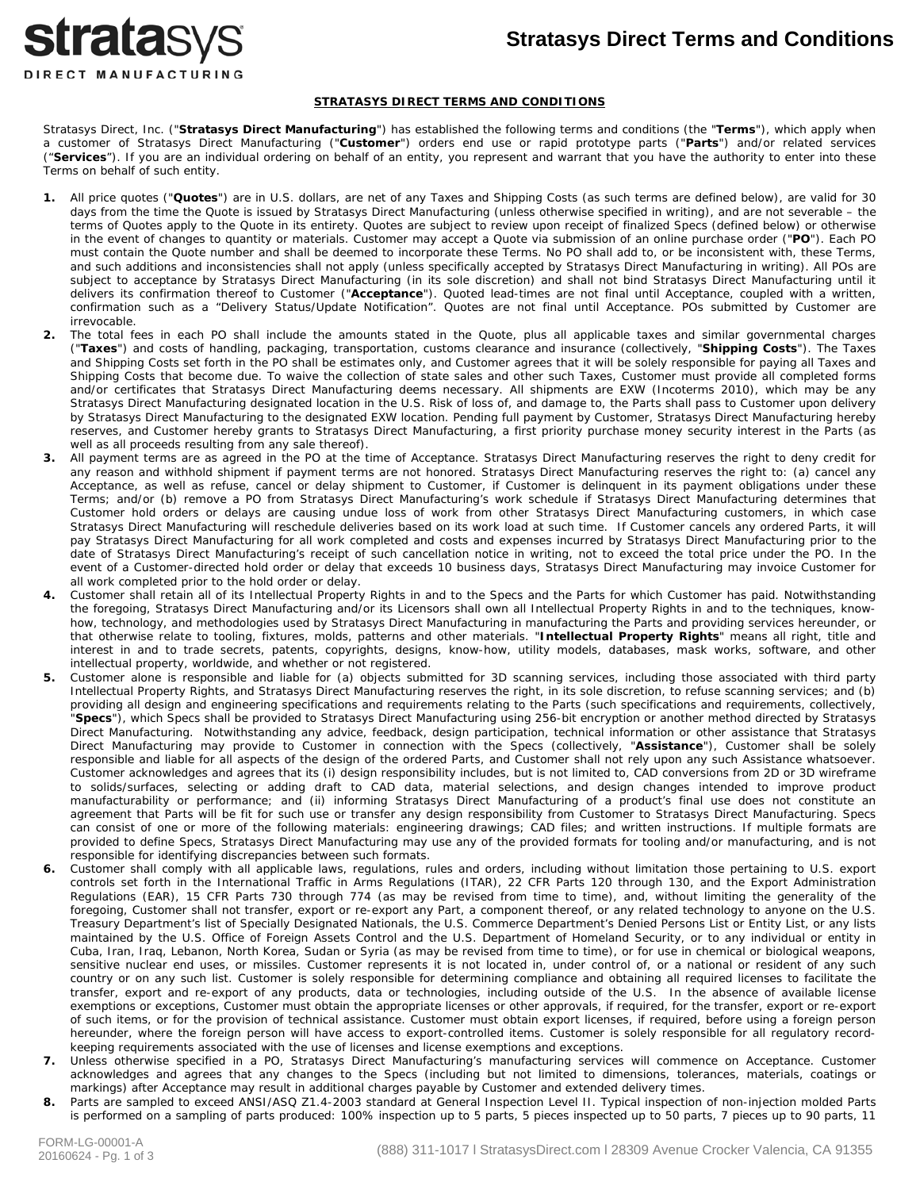# Stratasys Direct Terms and Conditions

## STRATASYS DIRECT TERMS AND CONDITIONS

Stratasys Direct, Inc. ("**Stratasys Direct Manufacturing**") has established the following terms and conditions (the "**Terms**"), which apply when a customer of Stratasys Direct Manufacturing ("**Customer**") orders end use or rapid prototype parts ("**Parts**") and/or related services ("**Services**"). If you are an individual ordering on behalf of an entity, you represent and warrant that you have the authority to enter into these Terms on behalf of such entity.

1. All price quotes ("**Quotes**") are in U.S. dollars, are net of any Taxes and Shipping Costs (as such terms are defined below), are valid for 30 days from the time the Quote is issued by Stratasys Direct Manufacturing (unless otherwise specified in writing), and are not severable – the terms of Quotes apply to the Quote in its entirety. Quotes are subject to review upon receipt of finalized Specs (defined below) or otherwise in the event of changes to quantity or materials. Customer may accept a Quote via submission of an online purchase order ("**PO**"). Each PO must contain the Quote number and shall be deemed to incorporate these Terms. No PO shall add to, or be inconsistent with, these Terms, and such additions and inconsistencies shall not apply (unless specifically accepted by Stratasys Direct Manufacturing in writing). All POs are subject to acceptance by Stratasys Direct Manufacturing (in its sole discretion) and shall not bind Stratasys Direct Manufacturing until it delivers its confirmation thereof to Customer ("**Acceptance**"). Quoted lead-times are not final until Acceptance, coupled with a written, confirmation such as a "Delivery Status/Update Notification". Quotes are not final until Acceptance. POs submitted by Customer are irrevocable.
2. The total fees in each PO shall include the amounts stated in the Quote, plus all applicable taxes and similar governmental charges ("**Taxes**") and costs of handling, packaging, transportation, customs clearance and insurance (collectively, "**Shipping Costs**"). The Taxes and Shipping Costs set forth in the PO shall be estimates only, and Customer agrees that it will be solely responsible for paying all Taxes and Shipping Costs that become due. To waive the collection of state sales and other such Taxes, Customer must provide all completed forms and/or certificates that Stratasys Direct Manufacturing deems necessary. All shipments are EXW (Incoterms 2010), which may be any Stratasys Direct Manufacturing designated location in the U.S. Risk of loss of, and damage to, the Parts shall pass to Customer upon delivery by Stratasys Direct Manufacturing to the designated EXW location. Pending full payment by Customer, Stratasys Direct Manufacturing hereby reserves, and Customer hereby grants to Stratasys Direct Manufacturing, a first priority purchase money security interest in the Parts (as well as all proceeds resulting from any sale thereof).
3. All payment terms are as agreed in the PO at the time of Acceptance. Stratasys Direct Manufacturing reserves the right to deny credit for any reason and withhold shipment if payment terms are not honored. Stratasys Direct Manufacturing reserves the right to: (a) cancel any Acceptance, as well as refuse, cancel or delay shipment to Customer, if Customer is delinquent in its payment obligations under these Terms; and/or (b) remove a PO from Stratasys Direct Manufacturing's work schedule if Stratasys Direct Manufacturing determines that Customer hold orders or delays are causing undue loss of work from other Stratasys Direct Manufacturing customers, in which case Stratasys Direct Manufacturing will reschedule deliveries based on its work load at such time. If Customer cancels any ordered Parts, it will pay Stratasys Direct Manufacturing for all work completed and costs and expenses incurred by Stratasys Direct Manufacturing prior to the date of Stratasys Direct Manufacturing's receipt of such cancellation notice in writing, not to exceed the total price under the PO. In the event of a Customer-directed hold order or delay that exceeds 10 business days, Stratasys Direct Manufacturing may invoice Customer for all work completed prior to the hold order or delay.
4. Customer shall retain all of its Intellectual Property Rights in and to the Specs and the Parts for which Customer has paid. Notwithstanding the foregoing, Stratasys Direct Manufacturing and/or its Licensors shall own all Intellectual Property Rights in and to the techniques, know-how, technology, and methodologies used by Stratasys Direct Manufacturing in manufacturing the Parts and providing services hereunder, or that otherwise relate to tooling, fixtures, molds, patterns and other materials. "**Intellectual Property Rights**" means all right, title and interest in and to trade secrets, patents, copyrights, designs, know-how, utility models, databases, mask works, software, and other intellectual property, worldwide, and whether or not registered.
5. Customer alone is responsible and liable for (a) objects submitted for 3D scanning services, including those associated with third party Intellectual Property Rights, and Stratasys Direct Manufacturing reserves the right, in its sole discretion, to refuse scanning services; and (b) providing all design and engineering specifications and requirements relating to the Parts (such specifications and requirements, collectively, "**Specs**"), which Specs shall be provided to Stratasys Direct Manufacturing using 256-bit encryption or another method directed by Stratasys Direct Manufacturing. Notwithstanding any advice, feedback, design participation, technical information or other assistance that Stratasys Direct Manufacturing may provide to Customer in connection with the Specs (collectively, "**Assistance**"), Customer shall be solely responsible and liable for all aspects of the design of the ordered Parts, and Customer shall not rely upon any such Assistance whatsoever. Customer acknowledges and agrees that its (i) design responsibility includes, but is not limited to, CAD conversions from 2D or 3D wireframe to solids/surfaces, selecting or adding draft to CAD data, material selections, and design changes intended to improve product manufacturability or performance; and (ii) informing Stratasys Direct Manufacturing of a product's final use does not constitute an agreement that Parts will be fit for such use or transfer any design responsibility from Customer to Stratasys Direct Manufacturing. Specs can consist of one or more of the following materials: engineering drawings; CAD files; and written instructions. If multiple formats are provided to define Specs, Stratasys Direct Manufacturing may use any of the provided formats for tooling and/or manufacturing, and is not responsible for identifying discrepancies between such formats.
6. Customer shall comply with all applicable laws, regulations, rules and orders, including without limitation those pertaining to U.S. export controls set forth in the International Traffic in Arms Regulations (ITAR), 22 CFR Parts 120 through 130, and the Export Administration Regulations (EAR), 15 CFR Parts 730 through 774 (as may be revised from time to time), and, without limiting the generality of the foregoing, Customer shall not transfer, export or re-export any Part, a component thereof, or any related technology to anyone on the U.S. Treasury Department's list of Specially Designated Nationals, the U.S. Commerce Department's Denied Persons List or Entity List, or any lists maintained by the U.S. Office of Foreign Assets Control and the U.S. Department of Homeland Security, or to any individual or entity in Cuba, Iran, Iraq, Lebanon, North Korea, Sudan or Syria (as may be revised from time to time), or for use in chemical or biological weapons, sensitive nuclear end uses, or missiles. Customer represents it is not located in, under control of, or a national or resident of any such country or on any such list. Customer is solely responsible for determining compliance and obtaining all required licenses to facilitate the transfer, export and re-export of any products, data or technologies, including outside of the U.S. In the absence of available license exemptions or exceptions, Customer must obtain the appropriate licenses or other approvals, if required, for the transfer, export or re-export of such items, or for the provision of technical assistance. Customer must obtain export licenses, if required, before using a foreign person hereunder, where the foreign person will have access to export-controlled items. Customer is solely responsible for all regulatory record-keeping requirements associated with the use of licenses and license exemptions and exceptions.
7. Unless otherwise specified in a PO, Stratasys Direct Manufacturing's manufacturing services will commence on Acceptance. Customer acknowledges and agrees that any changes to the Specs (including but not limited to dimensions, tolerances, materials, coatings or markings) after Acceptance may result in additional charges payable by Customer and extended delivery times.
8. Parts are sampled to exceed ANSI/ASQ Z1.4-2003 standard at General Inspection Level II. Typical inspection of non-injection molded Parts is performed on a sampling of parts produced: 100% inspection up to 5 parts, 5 pieces inspected up to 50 parts, 7 pieces up to 90 parts, 11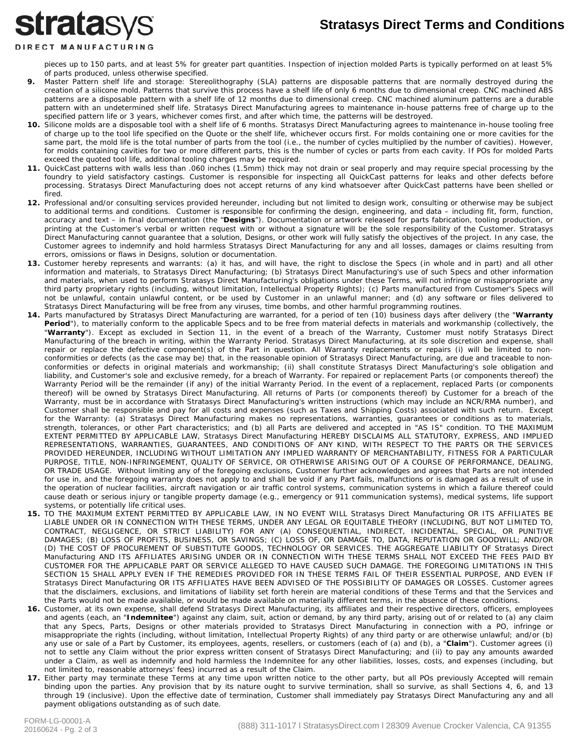pieces up to 150 parts, and at least 5% for greater part quantities. Inspection of injection molded Parts is typically performed on at least 5% of parts produced, unless otherwise specified.

**9.** Master Pattern shelf life and storage: Stereolithography (SLA) patterns are disposable patterns that are normally destroyed during the creation of a silicone mold. Patterns that survive this process have a shelf life of only 6 months due to dimensional creep. CNC machined ABS patterns are a disposable pattern with a shelf life of 12 months due to dimensional creep. CNC machined aluminum patterns are a durable pattern with an undetermined shelf life. Stratasys Direct Manufacturing agrees to maintenance in-house patterns free of charge up to the specified pattern life or 3 years, whichever comes first, and after which time, the patterns will be destroyed.

**10.** Silicone molds are a disposable tool with a shelf life of 6 months. Stratasys Direct Manufacturing agrees to maintenance in-house tooling free of charge up to the tool life specified on the Quote or the shelf life, whichever occurs first. For molds containing one or more cavities for the same part, the mold life is the total number of parts from the tool (i.e., the number of cycles multiplied by the number of cavities). However, for molds containing cavities for two or more different parts, this is the number of cycles or parts from each cavity. If POs for molded Parts exceed the quoted tool life, additional tooling charges may be required.

**11.** QuickCast patterns with walls less than .060 inches (1.5mm) thick may not drain or seal properly and may require special processing by the foundry to yield satisfactory castings. Customer is responsible for inspecting all QuickCast patterns for leaks and other defects before processing. Stratasys Direct Manufacturing does not accept returns of any kind whatsoever after QuickCast patterns have been shelled or fired.

**12.** Professional and/or consulting services provided hereunder, including but not limited to design work, consulting or otherwise may be subject to additional terms and conditions. Customer is responsible for confirming the design, engineering, and data – including fit, form, function, accuracy and text – in final documentation (the "**Designs**"). Documentation or artwork released for parts fabrication, tooling production, or printing at the Customer's verbal or written request with or without a signature will be the sole responsibility of the Customer. Stratasys Direct Manufacturing cannot guarantee that a solution, Designs, or other work will fully satisfy the objectives of the project. In any case, the Customer agrees to indemnify and hold harmless Stratasys Direct Manufacturing for any and all losses, damages or claims resulting from errors, omissions or flaws in Designs, solution or documentation.

**13.** Customer hereby represents and warrants: (a) it has, and will have, the right to disclose the Specs (in whole and in part) and all other information and materials, to Stratasys Direct Manufacturing; (b) Stratasys Direct Manufacturing's use of such Specs and other information and materials, when used to perform Stratasys Direct Manufacturing's obligations under these Terms, will not infringe or misappropriate any third party proprietary rights (including, without limitation, Intellectual Property Rights); (c) Parts manufactured from Customer's Specs will not be unlawful, contain unlawful content, or be used by Customer in an unlawful manner; and (d) any software or files delivered to Stratasys Direct Manufacturing will be free from any viruses, time bombs, and other harmful programming routines.

**14.** Parts manufactured by Stratasys Direct Manufacturing are warranted, for a period of ten (10) business days after delivery (the "**Warranty Period**"), to materially conform to the applicable Specs and to be free from material defects in materials and workmanship (collectively, the "**Warranty**"). Except as excluded in Section 11, in the event of a breach of the Warranty, Customer must notify Stratasys Direct Manufacturing of the breach in writing, within the Warranty Period. Stratasys Direct Manufacturing, at its sole discretion and expense, shall repair or replace the defective component(s) of the Part in question. All Warranty replacements or repairs (i) will be limited to non-conformities or defects (as the case may be) that, in the reasonable opinion of Stratasys Direct Manufacturing, are due and traceable to non-conformities or defects in original materials and workmanship; (ii) shall constitute Stratasys Direct Manufacturing's sole obligation and liability, and Customer's sole and exclusive remedy, for a breach of Warranty. For repaired or replacement Parts (or components thereof) the Warranty Period will be the remainder (if any) of the initial Warranty Period. In the event of a replacement, replaced Parts (or components thereof) will be owned by Stratasys Direct Manufacturing. All returns of Parts (or components thereof) by Customer for a breach of the Warranty, must be in accordance with Stratasys Direct Manufacturing's written instructions (which may include an NCR/RMA number), and Customer shall be responsible and pay for all costs and expenses (such as Taxes and Shipping Costs) associated with such return. Except for the Warranty: (a) Stratasys Direct Manufacturing makes no representations, warranties, guarantees or conditions as to materials, strength, tolerances, or other Part characteristics; and (b) all Parts are delivered and accepted in "AS IS" condition. TO THE MAXIMUM EXTENT PERMITTED BY APPLICABLE LAW, Stratasys Direct Manufacturing HEREBY DISCLAIMS ALL STATUTORY, EXPRESS, AND IMPLIED REPRESENTATIONS, WARRANTIES, GUARANTEES, AND CONDITIONS OF ANY KIND, WITH RESPECT TO THE PARTS OR THE SERVICES PROVIDED HEREUNDER, INCLUDING WITHOUT LIMITATION ANY IMPLIED WARRANTY OF MERCHANTABILITY, FITNESS FOR A PARTICULAR PURPOSE, TITLE, NON-INFRINGEMENT, QUALITY OF SERVICE, OR OTHERWISE ARISING OUT OF A COURSE OF PERFORMANCE, DEALING, OR TRADE USAGE. Without limiting any of the foregoing exclusions, Customer further acknowledges and agrees that Parts are not intended for use in, and the foregoing warranty does not apply to and shall be void if any Part fails, malfunctions or is damaged as a result of use in the operation of nuclear facilities, aircraft navigation or air traffic control systems, communication systems in which a failure thereof could cause death or serious injury or tangible property damage (e.g., emergency or 911 communication systems), medical systems, life support systems, or potentially life critical uses.

**15.** TO THE MAXIMUM EXTENT PERMITTED BY APPLICABLE LAW, IN NO EVENT WILL Stratasys Direct Manufacturing OR ITS AFFILIATES BE LIABLE UNDER OR IN CONNECTION WITH THESE TERMS, UNDER ANY LEGAL OR EQUITABLE THEORY (INCLUDING, BUT NOT LIMITED TO, CONTRACT, NEGLIGENCE, OR STRICT LIABILITY) FOR ANY (A) CONSEQUENTIAL, INDIRECT, INCIDENTAL, SPECIAL, OR PUNITIVE DAMAGES; (B) LOSS OF PROFITS, BUSINESS, OR SAVINGS; (C) LOSS OF, OR DAMAGE TO, DATA, REPUTATION OR GOODWILL; AND/OR (D) THE COST OF PROCUREMENT OF SUBSTITUTE GOODS, TECHNOLOGY OR SERVICES. THE AGGREGATE LIABILITY OF Stratasys Direct Manufacturing AND ITS AFFILIATES ARISING UNDER OR IN CONNECTION WITH THESE TERMS SHALL NOT EXCEED THE FEES PAID BY CUSTOMER FOR THE APPLICABLE PART OR SERVICE ALLEGED TO HAVE CAUSED SUCH DAMAGE. THE FOREGOING LIMITATIONS IN THIS SECTION 15 SHALL APPLY EVEN IF THE REMEDIES PROVIDED FOR IN THESE TERMS FAIL OF THEIR ESSENTIAL PURPOSE, AND EVEN IF Stratasys Direct Manufacturing OR ITS AFFILIATES HAVE BEEN ADVISED OF THE POSSIBILITY OF DAMAGES OR LOSSES. Customer agrees that the disclaimers, exclusions, and limitations of liability set forth herein are material conditions of these Terms and that the Services and the Parts would not be made available, or would be made available on materially different terms, in the absence of these conditions.

**16.** Customer, at its own expense, shall defend Stratasys Direct Manufacturing, its affiliates and their respective directors, officers, employees and agents (each, an "**Indemnitee**") against any claim, suit, action or demand, by any third party, arising out of or related to (a) any claim that any Specs, Parts, Designs or other materials provided to Stratasys Direct Manufacturing in connection with a PO, infringe or misappropriate the rights (including, without limitation, Intellectual Property Rights) of any third party or are otherwise unlawful; and/or (b) any use or sale of a Part by Customer, its employees, agents, resellers, or customers (each of (a) and (b), a "**Claim**"). Customer agrees (i) not to settle any Claim without the prior express written consent of Stratasys Direct Manufacturing; and (ii) to pay any amounts awarded under a Claim, as well as indemnify and hold harmless the Indemnitee for any other liabilities, losses, costs, and expenses (including, but not limited to, reasonable attorneys' fees) incurred as a result of the Claim.

**17.** Either party may terminate these Terms at any time upon written notice to the other party, but all POs previously Accepted will remain binding upon the parties. Any provision that by its nature ought to survive termination, shall so survive, as shall Sections 4, 6, and 13 through 19 (inclusive). Upon the effective date of termination, Customer shall immediately pay Stratasys Direct Manufacturing any and all payment obligations outstanding as of such date.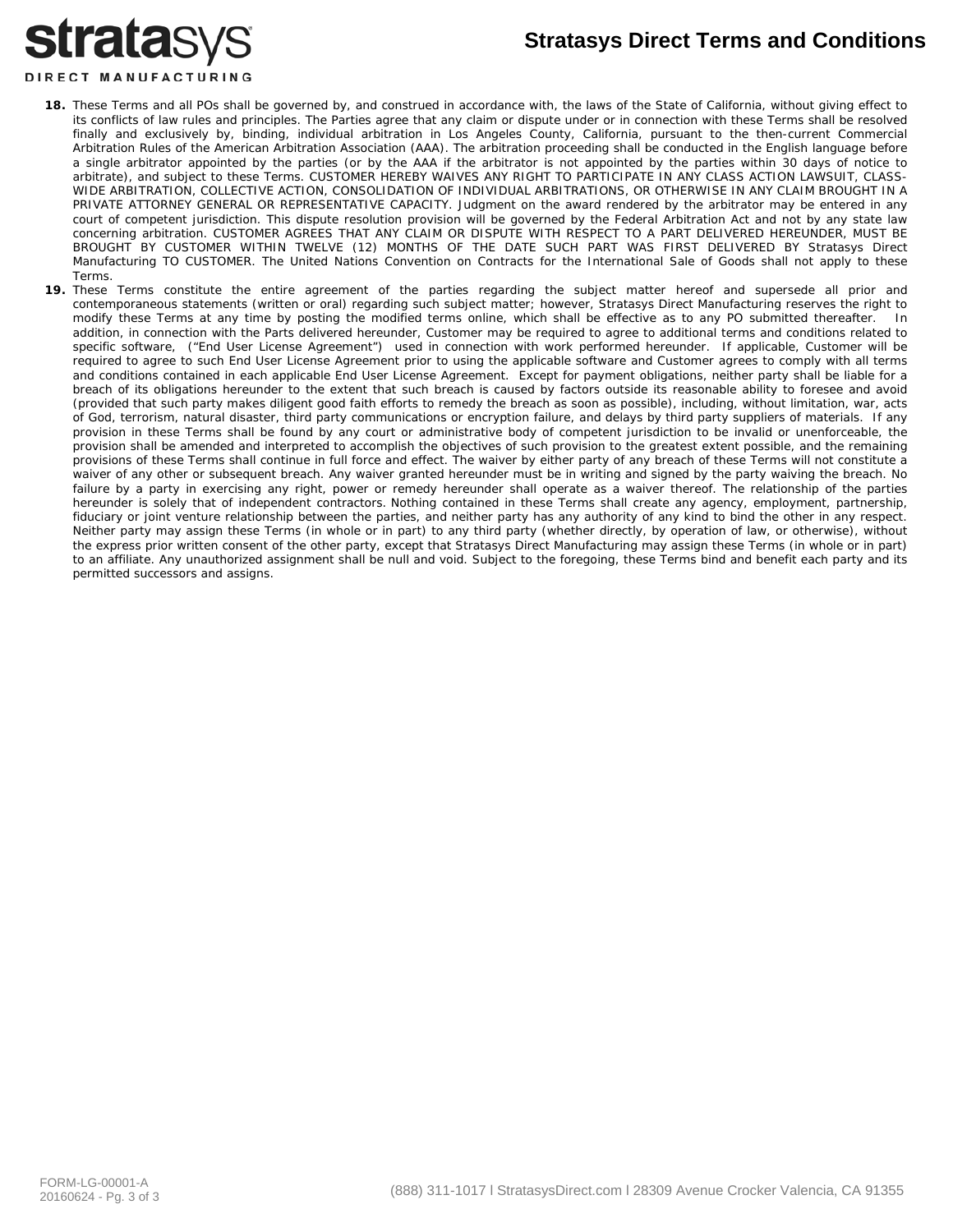**18.** These Terms and all POs shall be governed by, and construed in accordance with, the laws of the State of California, without giving effect to its conflicts of law rules and principles. The Parties agree that any claim or dispute under or in connection with these Terms shall be resolved finally and exclusively by, binding, individual arbitration in Los Angeles County, California, pursuant to the then-current Commercial Arbitration Rules of the American Arbitration Association (AAA). The arbitration proceeding shall be conducted in the English language before a single arbitrator appointed by the parties (or by the AAA if the arbitrator is not appointed by the parties within 30 days of notice to arbitrate), and subject to these Terms. CUSTOMER HEREBY WAIVES ANY RIGHT TO PARTICIPATE IN ANY CLASS ACTION LAWSUIT, CLASS-WIDE ARBITRATION, COLLECTIVE ACTION, CONSOLIDATION OF INDIVIDUAL ARBITRATIONS, OR OTHERWISE IN ANY CLAIM BROUGHT IN A PRIVATE ATTORNEY GENERAL OR REPRESENTATIVE CAPACITY. Judgment on the award rendered by the arbitrator may be entered in any court of competent jurisdiction. This dispute resolution provision will be governed by the Federal Arbitration Act and not by any state law concerning arbitration. CUSTOMER AGREES THAT ANY CLAIM OR DISPUTE WITH RESPECT TO A PART DELIVERED HEREUNDER, MUST BE BROUGHT BY CUSTOMER WITHIN TWELVE (12) MONTHS OF THE DATE SUCH PART WAS FIRST DELIVERED BY Stratasys Direct Manufacturing TO CUSTOMER. The United Nations Convention on Contracts for the International Sale of Goods shall not apply to these Terms.

**19.** These Terms constitute the entire agreement of the parties regarding the subject matter hereof and supersede all prior and contemporaneous statements (written or oral) regarding such subject matter; however, Stratasys Direct Manufacturing reserves the right to modify these Terms at any time by posting the modified terms online, which shall be effective as to any PO submitted thereafter. In addition, in connection with the Parts delivered hereunder, Customer may be required to agree to additional terms and conditions related to specific software, ("End User License Agreement") used in connection with work performed hereunder. If applicable, Customer will be required to agree to such End User License Agreement prior to using the applicable software and Customer agrees to comply with all terms and conditions contained in each applicable End User License Agreement. Except for payment obligations, neither party shall be liable for a breach of its obligations hereunder to the extent that such breach is caused by factors outside its reasonable ability to foresee and avoid (provided that such party makes diligent good faith efforts to remedy the breach as soon as possible), including, without limitation, war, acts of God, terrorism, natural disaster, third party communications or encryption failure, and delays by third party suppliers of materials. If any provision in these Terms shall be found by any court or administrative body of competent jurisdiction to be invalid or unenforceable, the provision shall be amended and interpreted to accomplish the objectives of such provision to the greatest extent possible, and the remaining provisions of these Terms shall continue in full force and effect. The waiver by either party of any breach of these Terms will not constitute a waiver of any other or subsequent breach. Any waiver granted hereunder must be in writing and signed by the party waiving the breach. No failure by a party in exercising any right, power or remedy hereunder shall operate as a waiver thereof. The relationship of the parties hereunder is solely that of independent contractors. Nothing contained in these Terms shall create any agency, employment, partnership, fiduciary or joint venture relationship between the parties, and neither party has any authority of any kind to bind the other in any respect. Neither party may assign these Terms (in whole or in part) to any third party (whether directly, by operation of law, or otherwise), without the express prior written consent of the other party, except that Stratasys Direct Manufacturing may assign these Terms (in whole or in part) to an affiliate. Any unauthorized assignment shall be null and void. Subject to the foregoing, these Terms bind and benefit each party and its permitted successors and assigns.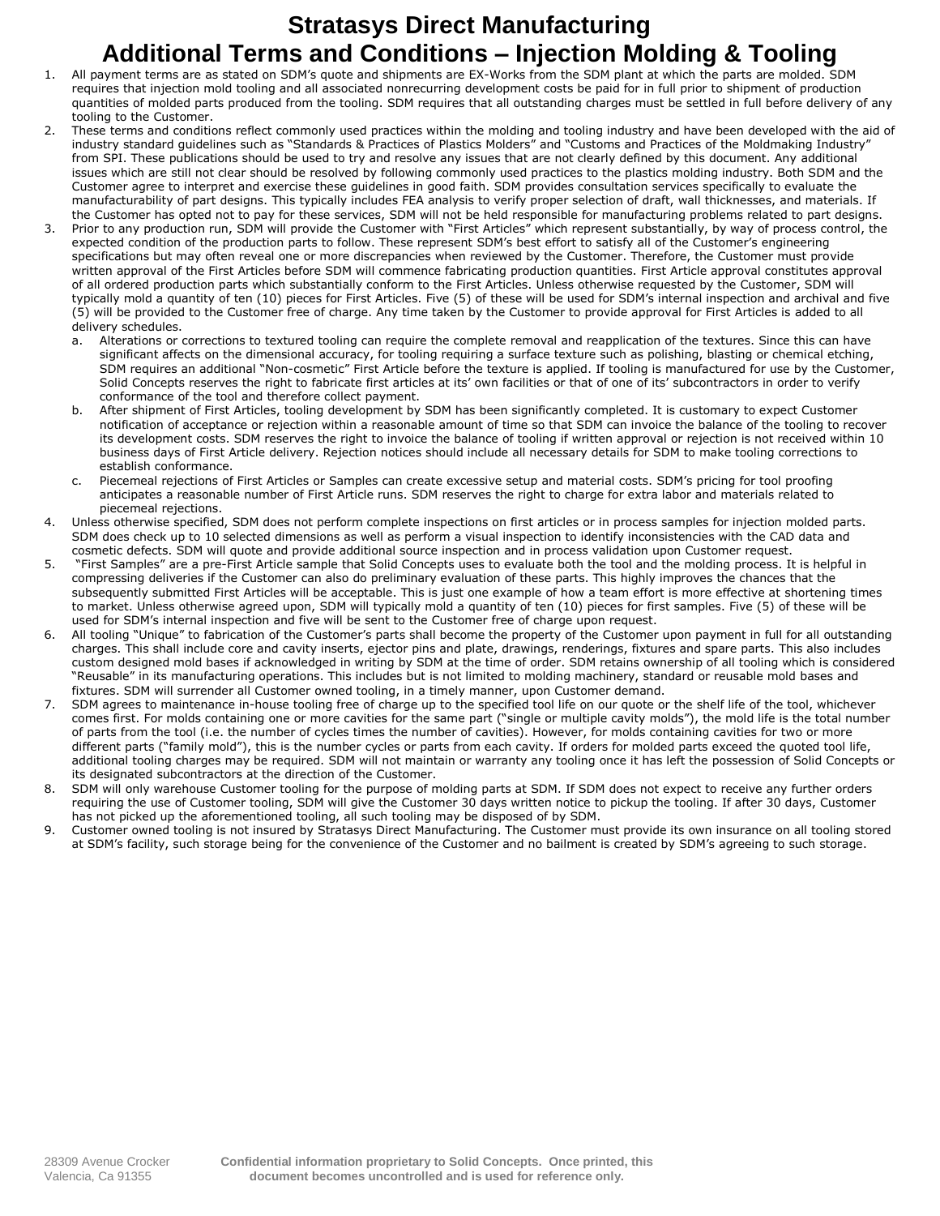# Stratasys Direct Manufacturing
# Additional Terms and Conditions – Injection Molding & Tooling

1. All payment terms are as stated on SDM's quote and shipments are EX-Works from the SDM plant at which the parts are molded. SDM requires that injection mold tooling and all associated nonrecurring development costs be paid for in full prior to shipment of production quantities of molded parts produced from the tooling. SDM requires that all outstanding charges must be settled in full before delivery of any tooling to the Customer.
2. These terms and conditions reflect commonly used practices within the molding and tooling industry and have been developed with the aid of industry standard guidelines such as "Standards & Practices of Plastics Molders" and "Customs and Practices of the Moldmaking Industry" from SPI. These publications should be used to try and resolve any issues that are not clearly defined by this document. Any additional issues which are still not clear should be resolved by following commonly used practices to the plastics molding industry. Both SDM and the Customer agree to interpret and exercise these guidelines in good faith. SDM provides consultation services specifically to evaluate the manufacturability of part designs. This typically includes FEA analysis to verify proper selection of draft, wall thicknesses, and materials. If the Customer has opted not to pay for these services, SDM will not be held responsible for manufacturing problems related to part designs.
3. Prior to any production run, SDM will provide the Customer with "First Articles" which represent substantially, by way of process control, the expected condition of the production parts to follow. These represent SDM's best effort to satisfy all of the Customer's engineering specifications but may often reveal one or more discrepancies when reviewed by the Customer. Therefore, the Customer must provide written approval of the First Articles before SDM will commence fabricating production quantities. First Article approval constitutes approval of all ordered production parts which substantially conform to the First Articles. Unless otherwise requested by the Customer, SDM will typically mold a quantity of ten (10) pieces for First Articles. Five (5) of these will be used for SDM's internal inspection and archival and five (5) will be provided to the Customer free of charge. Any time taken by the Customer to provide approval for First Articles is added to all delivery schedules.
   a. Alterations or corrections to textured tooling can require the complete removal and reapplication of the textures. Since this can have significant affects on the dimensional accuracy, for tooling requiring a surface texture such as polishing, blasting or chemical etching, SDM requires an additional "Non-cosmetic" First Article before the texture is applied. If tooling is manufactured for use by the Customer, Solid Concepts reserves the right to fabricate first articles at its' own facilities or that of one of its' subcontractors in order to verify conformance of the tool and therefore collect payment.
   b. After shipment of First Articles, tooling development by SDM has been significantly completed. It is customary to expect Customer notification of acceptance or rejection within a reasonable amount of time so that SDM can invoice the balance of the tooling to recover its development costs. SDM reserves the right to invoice the balance of tooling if written approval or rejection is not received within 10 business days of First Article delivery. Rejection notices should include all necessary details for SDM to make tooling corrections to establish conformance.
   c. Piecemeal rejections of First Articles or Samples can create excessive setup and material costs. SDM's pricing for tool proofing anticipates a reasonable number of First Article runs. SDM reserves the right to charge for extra labor and materials related to piecemeal rejections.
4. Unless otherwise specified, SDM does not perform complete inspections on first articles or in process samples for injection molded parts. SDM does check up to 10 selected dimensions as well as perform a visual inspection to identify inconsistencies with the CAD data and cosmetic defects. SDM will quote and provide additional source inspection and in process validation upon Customer request.
5. "First Samples" are a pre-First Article sample that Solid Concepts uses to evaluate both the tool and the molding process. It is helpful in compressing deliveries if the Customer can also do preliminary evaluation of these parts. This highly improves the chances that the subsequently submitted First Articles will be acceptable. This is just one example of how a team effort is more effective at shortening times to market. Unless otherwise agreed upon, SDM will typically mold a quantity of ten (10) pieces for first samples. Five (5) of these will be used for SDM's internal inspection and five will be sent to the Customer free of charge upon request.
6. All tooling "Unique" to fabrication of the Customer's parts shall become the property of the Customer upon payment in full for all outstanding charges. This shall include core and cavity inserts, ejector pins and plate, drawings, renderings, fixtures and spare parts. This also includes custom designed mold bases if acknowledged in writing by SDM at the time of order. SDM retains ownership of all tooling which is considered "Reusable" in its manufacturing operations. This includes but is not limited to molding machinery, standard or reusable mold bases and fixtures. SDM will surrender all Customer owned tooling, in a timely manner, upon Customer demand.
7. SDM agrees to maintenance in-house tooling free of charge up to the specified tool life on our quote or the shelf life of the tool, whichever comes first. For molds containing one or more cavities for the same part ("single or multiple cavity molds"), the mold life is the total number of parts from the tool (i.e. the number of cycles times the number of cavities). However, for molds containing cavities for two or more different parts ("family mold"), this is the number cycles or parts from each cavity. If orders for molded parts exceed the quoted tool life, additional tooling charges may be required. SDM will not maintain or warranty any tooling once it has left the possession of Solid Concepts or its designated subcontractors at the direction of the Customer.
8. SDM will only warehouse Customer tooling for the purpose of molding parts at SDM. If SDM does not expect to receive any further orders requiring the use of Customer tooling, SDM will give the Customer 30 days written notice to pickup the tooling. If after 30 days, Customer has not picked up the aforementioned tooling, all such tooling may be disposed of by SDM.
9. Customer owned tooling is not insured by Stratasys Direct Manufacturing. The Customer must provide its own insurance on all tooling stored at SDM's facility, such storage being for the convenience of the Customer and no bailment is created by SDM's agreeing to such storage.